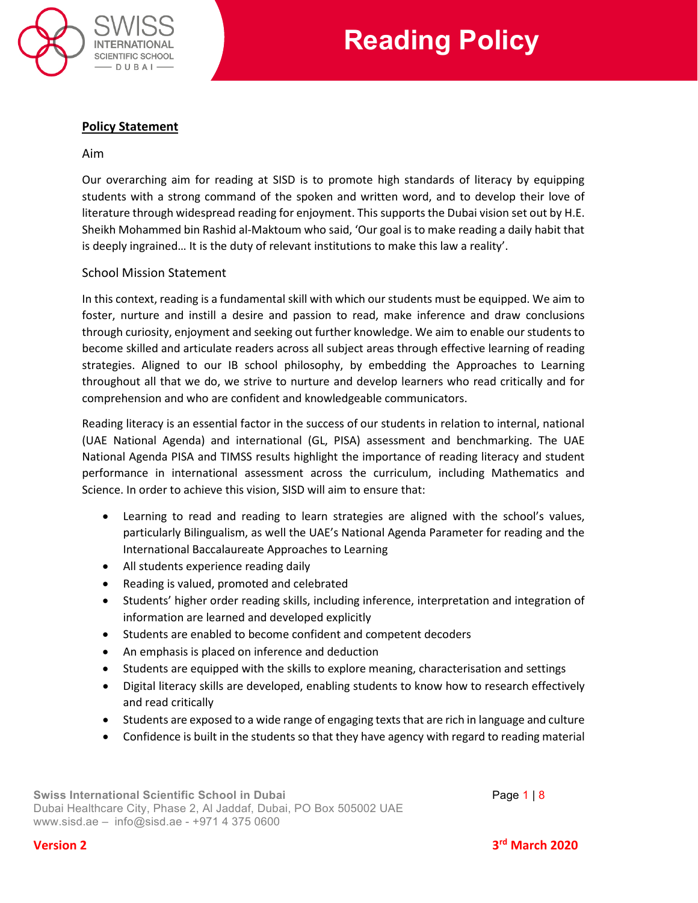# Reading Policy

## Policy Statement

### Aim

Our overarching aim for reading at SISD is to promote high standards of literacy by equipping students with a strong command of the spoken and written word, and to develop their love of literature through widespread reading for enjoyment. This supports the Dubai vision set out by H.E. Sheikh Mohammed bin Rashid al-Maktoum who said, 'Our goal is to make reading a daily habit that is deeply ingrained… It is the duty of relevant institutions to make this law a reality'.

### School Mission Statement

In this context, reading is a fundamental skill with which our students must be equipped. We aim to foster, nurture and instill a desire and passion to read, make inference and draw conclusions through curiosity, enjoyment and seeking out further knowledge. We aim to enable our students to become skilled and articulate readers across all subject areas through effective learning of reading strategies. Aligned to our IB school philosophy, by embedding the Approaches to Learning throughout all that we do, we strive to nurture and develop learners who read critically and for comprehension and who are confident and knowledgeable communicators.

Reading literacy is an essential factor in the success of our students in relation to internal, national (UAE National Agenda) and international (GL, PISA) assessment and benchmarking. The UAE National Agenda PISA and TIMSS results highlight the importance of reading literacy and student performance in international assessment across the curriculum, including Mathematics and Science. In order to achieve this vision, SISD will aim to ensure that:

- Learning to read and reading to learn strategies are aligned with the school's values, particularly Bilingualism, as well the UAE's National Agenda Parameter for reading and the International Baccalaureate Approaches to Learning
- All students experience reading daily
- Reading is valued, promoted and celebrated
- Students' higher order reading skills, including inference, interpretation and integration of information are learned and developed explicitly
- Students are enabled to become confident and competent decoders
- An emphasis is placed on inference and deduction
- Students are equipped with the skills to explore meaning, characterisation and settings
- Digital literacy skills are developed, enabling students to know how to research effectively and read critically
- Students are exposed to a wide range of engaging texts that are rich in language and culture
- Confidence is built in the students so that they have agency with regard to reading material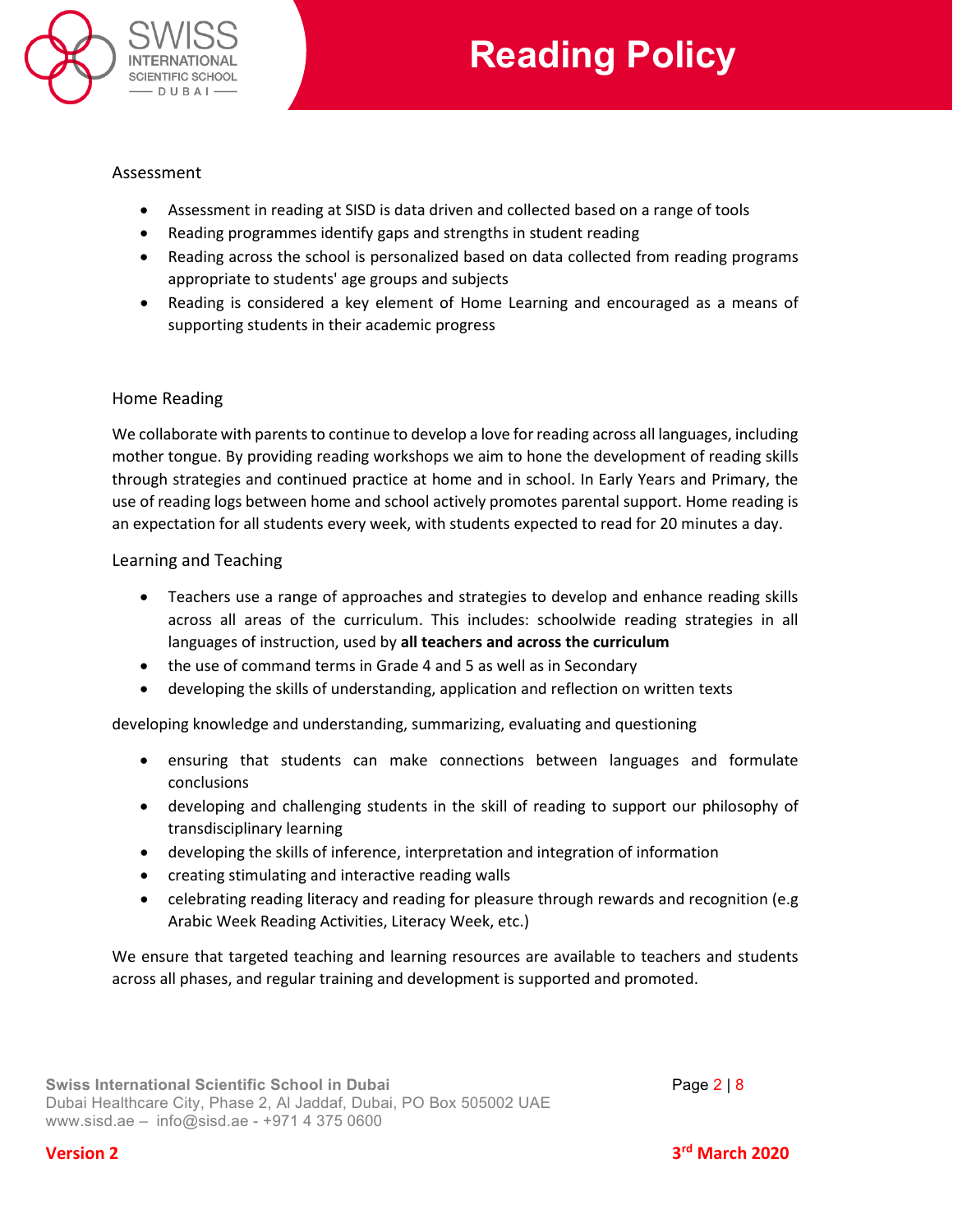## Assessment

- Assessment in reading at SISD is data driven and collected based on a range of tools
- Reading programmes identify gaps and strengths in student reading
- Reading across the school is personalized based on data collected from reading programs appropriate to students' age groups and subjects
- Reading is considered a key element of Home Learning and encouraged as a means of supporting students in their academic progress

## Home Reading

We collaborate with parents to continue to develop a love for reading across all languages, including mother tongue. By providing reading workshops we aim to hone the development of reading skills through strategies and continued practice at home and in school. In Early Years and Primary, the use of reading logs between home and school actively promotes parental support. Home reading is an expectation for all students every week, with students expected to read for 20 minutes a day.

## Learning and Teaching

- Teachers use a range of approaches and strategies to develop and enhance reading skills across all areas of the curriculum. This includes: schoolwide reading strategies in all languages of instruction, used by **all teachers and across the curriculum**
- the use of command terms in Grade 4 and 5 as well as in Secondary
- developing the skills of understanding, application and reflection on written texts

developing knowledge and understanding, summarizing, evaluating and questioning

- ensuring that students can make connections between languages and formulate conclusions
- developing and challenging students in the skill of reading to support our philosophy of transdisciplinary learning
- developing the skills of inference, interpretation and integration of information
- creating stimulating and interactive reading walls
- celebrating reading literacy and reading for pleasure through rewards and recognition (e.g Arabic Week Reading Activities, Literacy Week, etc.)

We ensure that targeted teaching and learning resources are available to teachers and students across all phases, and regular training and development is supported and promoted.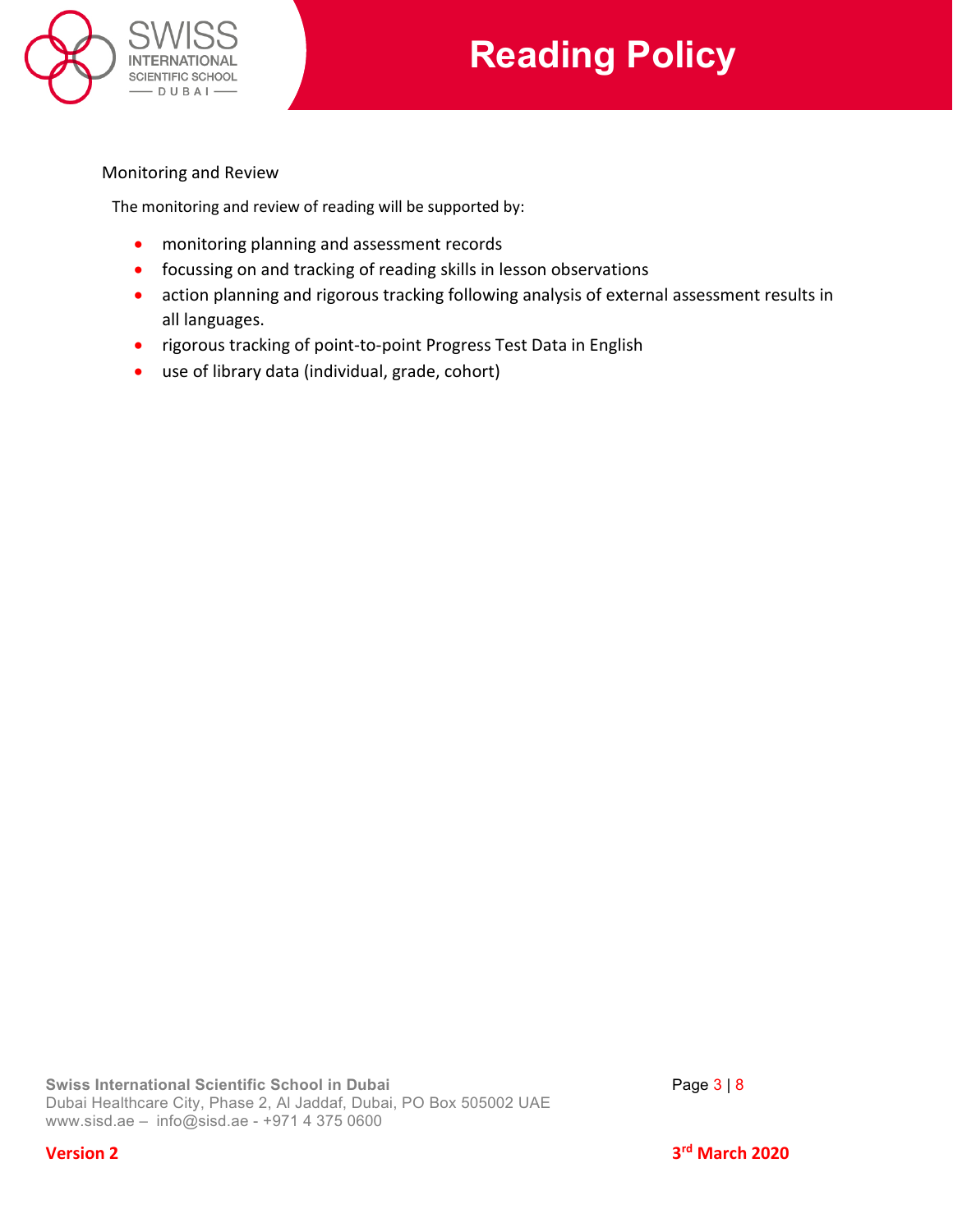## Monitoring and Review

The monitoring and review of reading will be supported by:

- monitoring planning and assessment records
- focussing on and tracking of reading skills in lesson observations
- action planning and rigorous tracking following analysis of external assessment results in all languages.
- rigorous tracking of point-to-point Progress Test Data in English
- use of library data (individual, grade, cohort)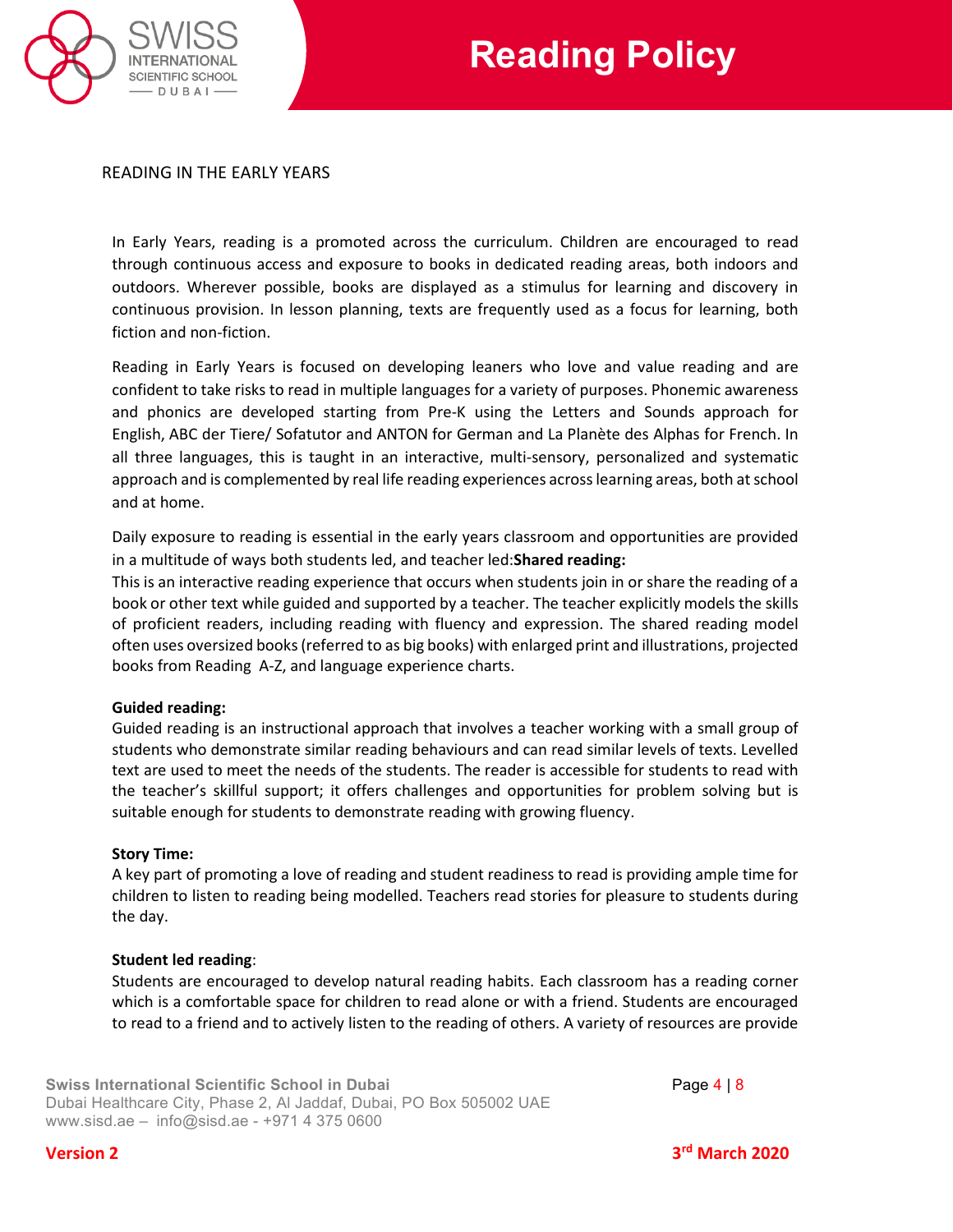## READING IN THE EARLY YEARS

In Early Years, reading is a promoted across the curriculum. Children are encouraged to read through continuous access and exposure to books in dedicated reading areas, both indoors and outdoors. Wherever possible, books are displayed as a stimulus for learning and discovery in continuous provision. In lesson planning, texts are frequently used as a focus for learning, both fiction and non-fiction.

Reading in Early Years is focused on developing leaners who love and value reading and are confident to take risks to read in multiple languages for a variety of purposes. Phonemic awareness and phonics are developed starting from Pre-K using the Letters and Sounds approach for English, ABC der Tiere/ Sofatutor and ANTON for German and La Planète des Alphas for French. In all three languages, this is taught in an interactive, multi-sensory, personalized and systematic approach and is complemented by real life reading experiences across learning areas, both at school and at home.

Daily exposure to reading is essential in the early years classroom and opportunities are provided in a multitude of ways both students led, and teacher led:**Shared reading:**

This is an interactive reading experience that occurs when students join in or share the reading of a book or other text while guided and supported by a teacher. The teacher explicitly models the skills of proficient readers, including reading with fluency and expression. The shared reading model often uses oversized books (referred to as big books) with enlarged print and illustrations, projected books from Reading A-Z, and language experience charts.

**Guided reading:**

Guided reading is an instructional approach that involves a teacher working with a small group of students who demonstrate similar reading behaviours and can read similar levels of texts. Levelled text are used to meet the needs of the students. The reader is accessible for students to read with the teacher's skillful support; it offers challenges and opportunities for problem solving but is suitable enough for students to demonstrate reading with growing fluency.

**Story Time:**

A key part of promoting a love of reading and student readiness to read is providing ample time for children to listen to reading being modelled. Teachers read stories for pleasure to students during the day.

**Student led reading**:

Students are encouraged to develop natural reading habits. Each classroom has a reading corner which is a comfortable space for children to read alone or with a friend. Students are encouraged to read to a friend and to actively listen to the reading of others. A variety of resources are provide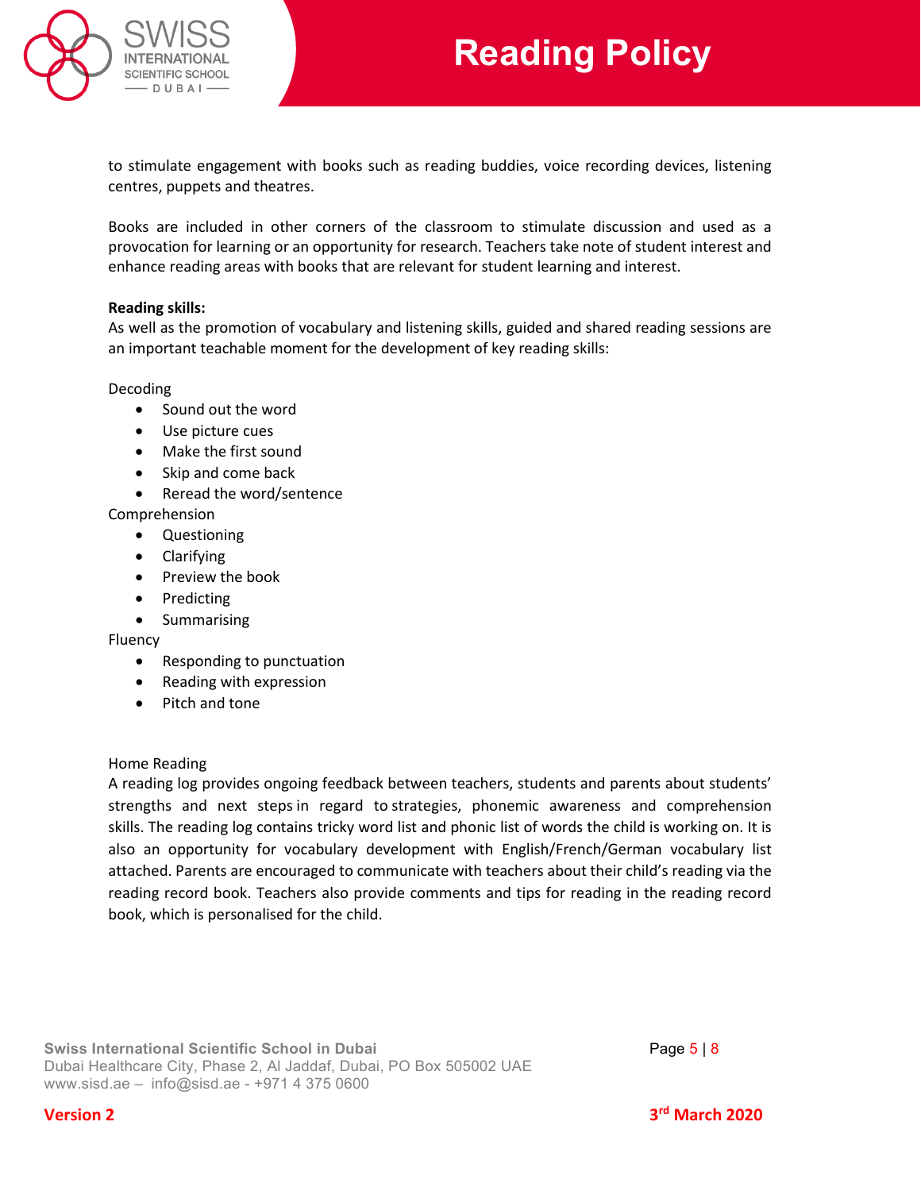to stimulate engagement with books such as reading buddies, voice recording devices, listening centres, puppets and theatres.

Books are included in other corners of the classroom to stimulate discussion and used as a provocation for learning or an opportunity for research. Teachers take note of student interest and enhance reading areas with books that are relevant for student learning and interest.

**Reading skills:**

As well as the promotion of vocabulary and listening skills, guided and shared reading sessions are an important teachable moment for the development of key reading skills:

Decoding

- Sound out the word
- Use picture cues
- Make the first sound
- Skip and come back
- Reread the word/sentence

Comprehension

- Questioning
- Clarifying
- Preview the book
- Predicting
- Summarising

Fluency

- Responding to punctuation
- Reading with expression
- Pitch and tone

Home Reading

A reading log provides ongoing feedback between teachers, students and parents about students' strengths and next steps in regard to strategies, phonemic awareness and comprehension skills. The reading log contains tricky word list and phonic list of words the child is working on. It is also an opportunity for vocabulary development with English/French/German vocabulary list attached. Parents are encouraged to communicate with teachers about their child's reading via the reading record book. Teachers also provide comments and tips for reading in the reading record book, which is personalised for the child.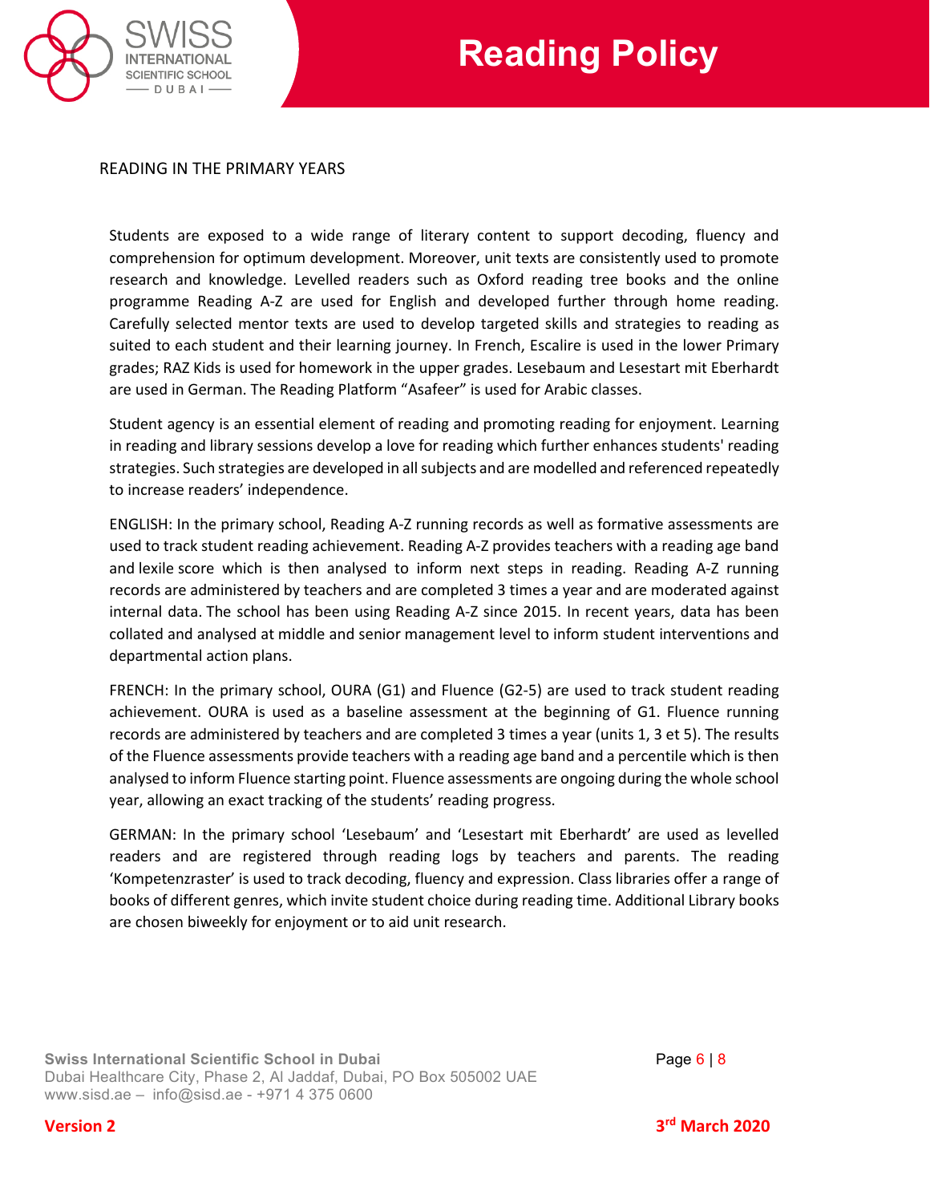## READING IN THE PRIMARY YEARS

Students are exposed to a wide range of literary content to support decoding, fluency and comprehension for optimum development. Moreover, unit texts are consistently used to promote research and knowledge. Levelled readers such as Oxford reading tree books and the online programme Reading A-Z are used for English and developed further through home reading. Carefully selected mentor texts are used to develop targeted skills and strategies to reading as suited to each student and their learning journey. In French, Escalire is used in the lower Primary grades; RAZ Kids is used for homework in the upper grades. Lesebaum and Lesestart mit Eberhardt are used in German. The Reading Platform "Asafeer" is used for Arabic classes.

Student agency is an essential element of reading and promoting reading for enjoyment. Learning in reading and library sessions develop a love for reading which further enhances students' reading strategies. Such strategies are developed in all subjects and are modelled and referenced repeatedly to increase readers' independence.

ENGLISH: In the primary school, Reading A-Z running records as well as formative assessments are used to track student reading achievement. Reading A-Z provides teachers with a reading age band and lexile score which is then analysed to inform next steps in reading. Reading A-Z running records are administered by teachers and are completed 3 times a year and are moderated against internal data. The school has been using Reading A-Z since 2015. In recent years, data has been collated and analysed at middle and senior management level to inform student interventions and departmental action plans.

FRENCH: In the primary school, OURA (G1) and Fluence (G2-5) are used to track student reading achievement. OURA is used as a baseline assessment at the beginning of G1. Fluence running records are administered by teachers and are completed 3 times a year (units 1, 3 et 5). The results of the Fluence assessments provide teachers with a reading age band and a percentile which is then analysed to inform Fluence starting point. Fluence assessments are ongoing during the whole school year, allowing an exact tracking of the students' reading progress.

GERMAN: In the primary school 'Lesebaum' and 'Lesestart mit Eberhardt' are used as levelled readers and are registered through reading logs by teachers and parents. The reading 'Kompetenzraster' is used to track decoding, fluency and expression. Class libraries offer a range of books of different genres, which invite student choice during reading time. Additional Library books are chosen biweekly for enjoyment or to aid unit research.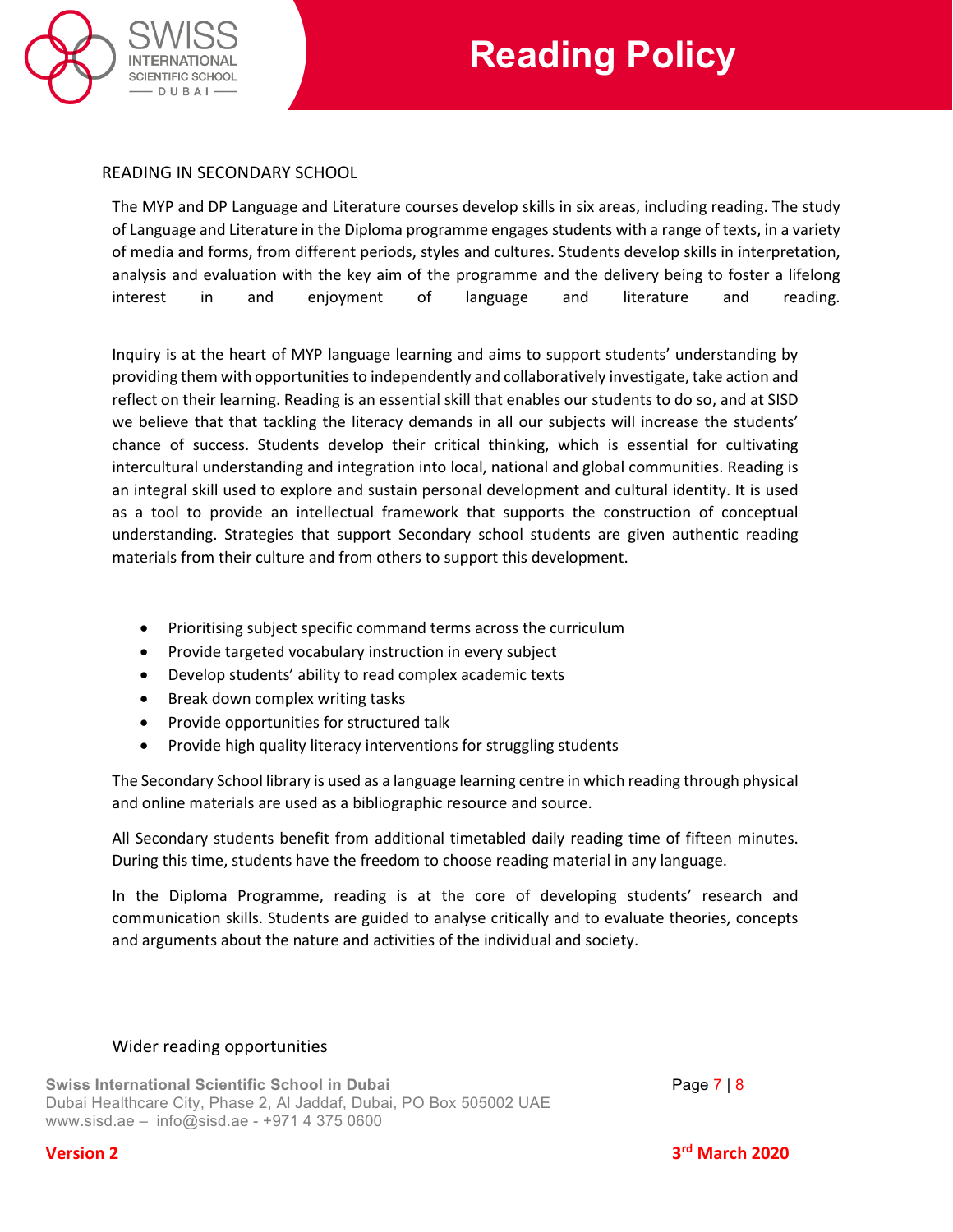## READING IN SECONDARY SCHOOL

The MYP and DP Language and Literature courses develop skills in six areas, including reading. The study of Language and Literature in the Diploma programme engages students with a range of texts, in a variety of media and forms, from different periods, styles and cultures. Students develop skills in interpretation, analysis and evaluation with the key aim of the programme and the delivery being to foster a lifelong interest in and enjoyment of language and literature and reading.

Inquiry is at the heart of MYP language learning and aims to support students' understanding by providing them with opportunities to independently and collaboratively investigate, take action and reflect on their learning. Reading is an essential skill that enables our students to do so, and at SISD we believe that that tackling the literacy demands in all our subjects will increase the students' chance of success. Students develop their critical thinking, which is essential for cultivating intercultural understanding and integration into local, national and global communities. Reading is an integral skill used to explore and sustain personal development and cultural identity. It is used as a tool to provide an intellectual framework that supports the construction of conceptual understanding. Strategies that support Secondary school students are given authentic reading materials from their culture and from others to support this development.

- Prioritising subject specific command terms across the curriculum
- Provide targeted vocabulary instruction in every subject
- Develop students' ability to read complex academic texts
- Break down complex writing tasks
- Provide opportunities for structured talk
- Provide high quality literacy interventions for struggling students

The Secondary School library is used as a language learning centre in which reading through physical and online materials are used as a bibliographic resource and source.

All Secondary students benefit from additional timetabled daily reading time of fifteen minutes. During this time, students have the freedom to choose reading material in any language.

In the Diploma Programme, reading is at the core of developing students' research and communication skills. Students are guided to analyse critically and to evaluate theories, concepts and arguments about the nature and activities of the individual and society.

### Wider reading opportunities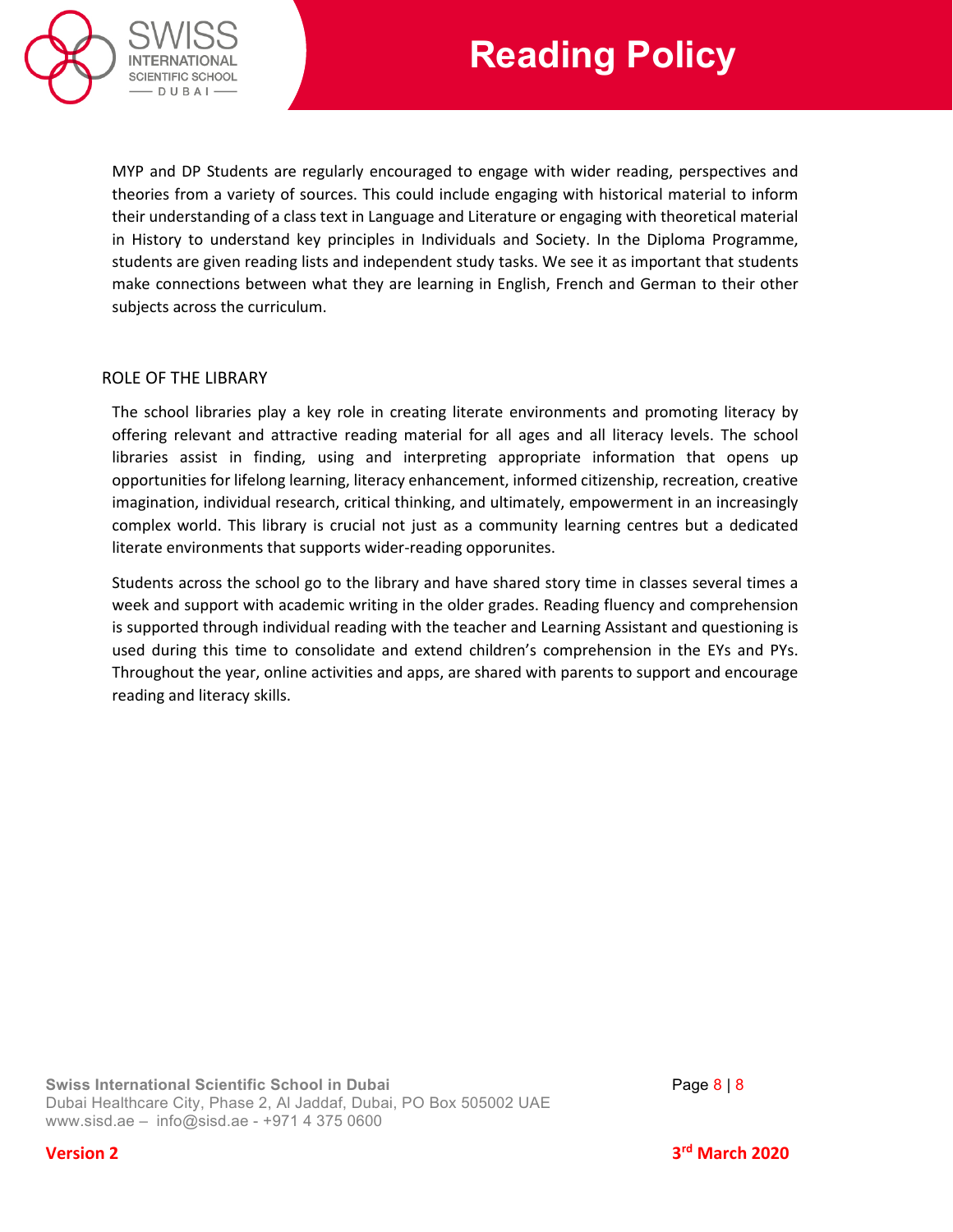MYP and DP Students are regularly encouraged to engage with wider reading, perspectives and theories from a variety of sources. This could include engaging with historical material to inform their understanding of a class text in Language and Literature or engaging with theoretical material in History to understand key principles in Individuals and Society. In the Diploma Programme, students are given reading lists and independent study tasks. We see it as important that students make connections between what they are learning in English, French and German to their other subjects across the curriculum.

## ROLE OF THE LIBRARY

The school libraries play a key role in creating literate environments and promoting literacy by offering relevant and attractive reading material for all ages and all literacy levels. The school libraries assist in finding, using and interpreting appropriate information that opens up opportunities for lifelong learning, literacy enhancement, informed citizenship, recreation, creative imagination, individual research, critical thinking, and ultimately, empowerment in an increasingly complex world. This library is crucial not just as a community learning centres but a dedicated literate environments that supports wider-reading opporunites.

Students across the school go to the library and have shared story time in classes several times a week and support with academic writing in the older grades. Reading fluency and comprehension is supported through individual reading with the teacher and Learning Assistant and questioning is used during this time to consolidate and extend children's comprehension in the EYs and PYs. Throughout the year, online activities and apps, are shared with parents to support and encourage reading and literacy skills.